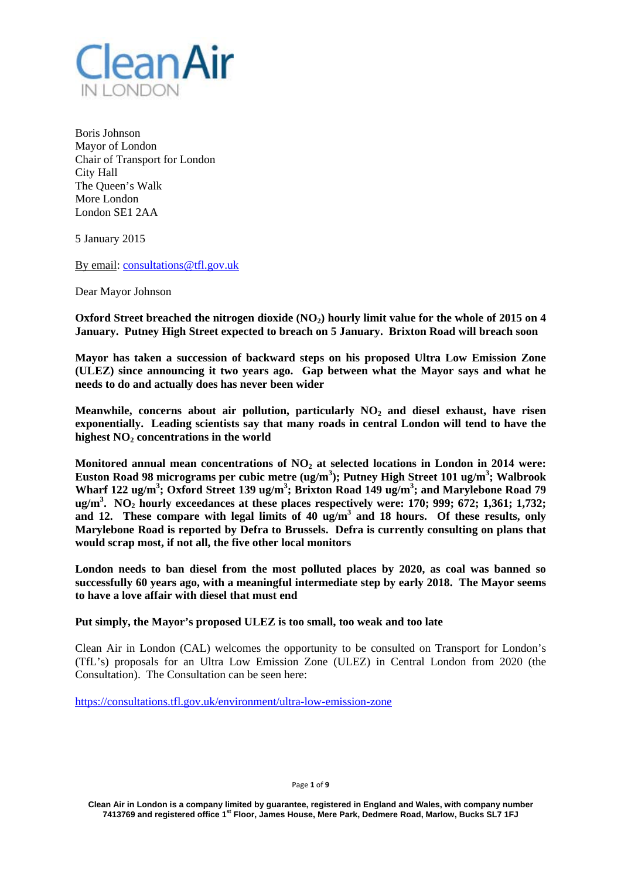Clean Air IN LONDON

Boris Johnson
Mayor of London
Chair of Transport for London
City Hall
The Queen's Walk
More London
London SE1 2AA

5 January 2015

By email: consultations@tfl.gov.uk

Dear Mayor Johnson

**Oxford Street breached the nitrogen dioxide ($NO_2$) hourly limit value for the whole of 2015 on 4 January. Putney High Street expected to breach on 5 January. Brixton Road will breach soon**

**Mayor has taken a succession of backward steps on his proposed Ultra Low Emission Zone (ULEZ) since announcing it two years ago. Gap between what the Mayor says and what he needs to do and actually does has never been wider**

**Meanwhile, concerns about air pollution, particularly $NO_2$ and diesel exhaust, have risen exponentially. Leading scientists say that many roads in central London will tend to have the highest $NO_2$ concentrations in the world**

**Monitored annual mean concentrations of $NO_2$ at selected locations in London in 2014 were: Euston Road 98 micrograms per cubic metre (ug/$m^3$); Putney High Street 101 ug/$m^3$; Walbrook Wharf 122 ug/$m^3$; Oxford Street 139 ug/$m^3$; Brixton Road 149 ug/$m^3$; and Marylebone Road 79 ug/$m^3$. $NO_2$ hourly exceedances at these places respectively were: 170; 999; 672; 1,361; 1,732; and 12. These compare with legal limits of 40 ug/$m^3$ and 18 hours. Of these results, only Marylebone Road is reported by Defra to Brussels. Defra is currently consulting on plans that would scrap most, if not all, the five other local monitors**

**London needs to ban diesel from the most polluted places by 2020, as coal was banned so successfully 60 years ago, with a meaningful intermediate step by early 2018. The Mayor seems to have a love affair with diesel that must end**

**Put simply, the Mayor's proposed ULEZ is too small, too weak and too late**

Clean Air in London (CAL) welcomes the opportunity to be consulted on Transport for London's (TfL's) proposals for an Ultra Low Emission Zone (ULEZ) in Central London from 2020 (the Consultation). The Consultation can be seen here:

https://consultations.tfl.gov.uk/environment/ultra-low-emission-zone

Clean Air in London is a company limited by guarantee, registered in England and Wales, with company number 7413769 and registered office 1st Floor, James House, Mere Park, Dedmere Road, Marlow, Bucks SL7 1FJ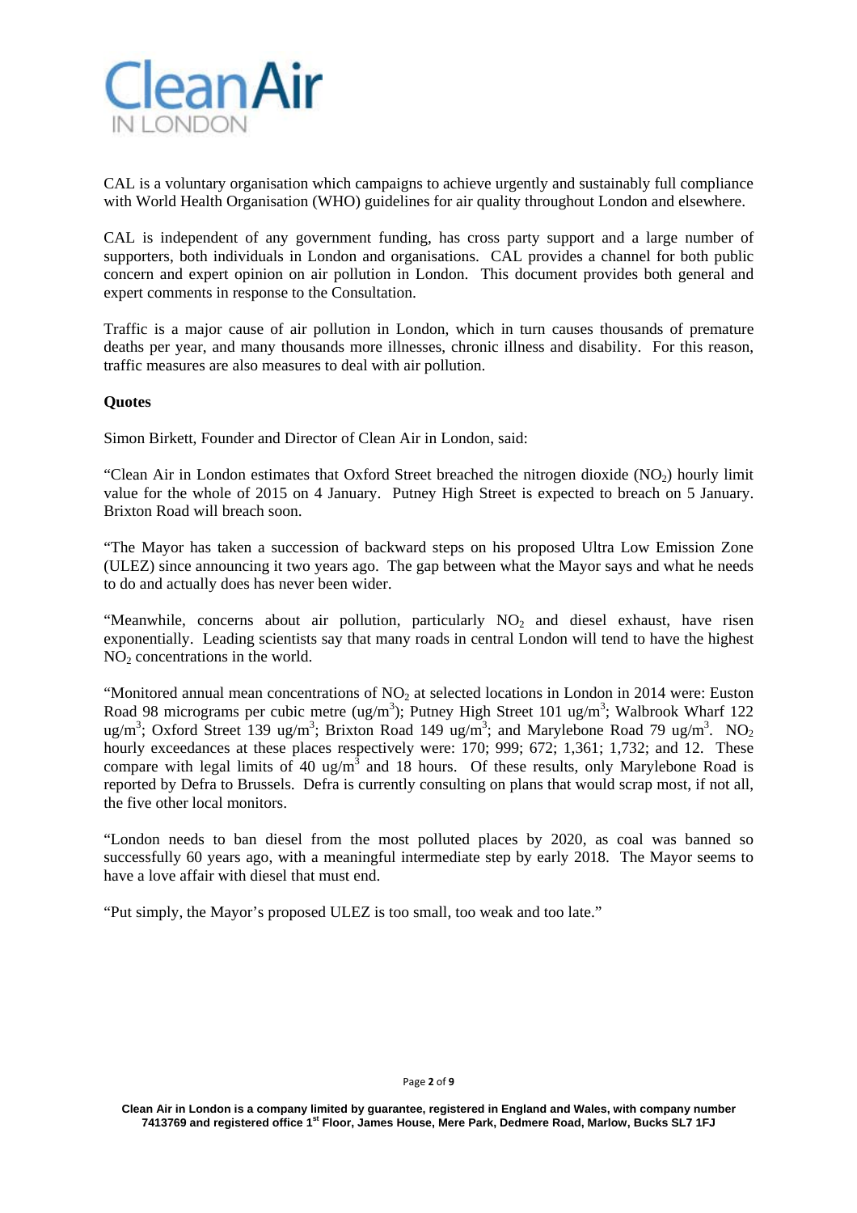CAL is a voluntary organisation which campaigns to achieve urgently and sustainably full compliance with World Health Organisation (WHO) guidelines for air quality throughout London and elsewhere.

CAL is independent of any government funding, has cross party support and a large number of supporters, both individuals in London and organisations. CAL provides a channel for both public concern and expert opinion on air pollution in London. This document provides both general and expert comments in response to the Consultation.

Traffic is a major cause of air pollution in London, which in turn causes thousands of premature deaths per year, and many thousands more illnesses, chronic illness and disability. For this reason, traffic measures are also measures to deal with air pollution.

**Quotes**

Simon Birkett, Founder and Director of Clean Air in London, said:

"Clean Air in London estimates that Oxford Street breached the nitrogen dioxide ($NO_2$) hourly limit value for the whole of 2015 on 4 January. Putney High Street is expected to breach on 5 January. Brixton Road will breach soon.

"The Mayor has taken a succession of backward steps on his proposed Ultra Low Emission Zone (ULEZ) since announcing it two years ago. The gap between what the Mayor says and what he needs to do and actually does has never been wider.

"Meanwhile, concerns about air pollution, particularly $NO_2$ and diesel exhaust, have risen exponentially. Leading scientists say that many roads in central London will tend to have the highest $NO_2$ concentrations in the world.

"Monitored annual mean concentrations of $NO_2$ at selected locations in London in 2014 were: Euston Road 98 micrograms per cubic metre (ug/$m^3$); Putney High Street 101 ug/$m^3$; Walbrook Wharf 122 ug/$m^3$; Oxford Street 139 ug/$m^3$; Brixton Road 149 ug/$m^3$; and Marylebone Road 79 ug/$m^3$. $NO_2$ hourly exceedances at these places respectively were: 170; 999; 672; 1,361; 1,732; and 12. These compare with legal limits of 40 ug/$m^3$ and 18 hours. Of these results, only Marylebone Road is reported by Defra to Brussels. Defra is currently consulting on plans that would scrap most, if not all, the five other local monitors.

"London needs to ban diesel from the most polluted places by 2020, as coal was banned so successfully 60 years ago, with a meaningful intermediate step by early 2018. The Mayor seems to have a love affair with diesel that must end.

"Put simply, the Mayor's proposed ULEZ is too small, too weak and too late."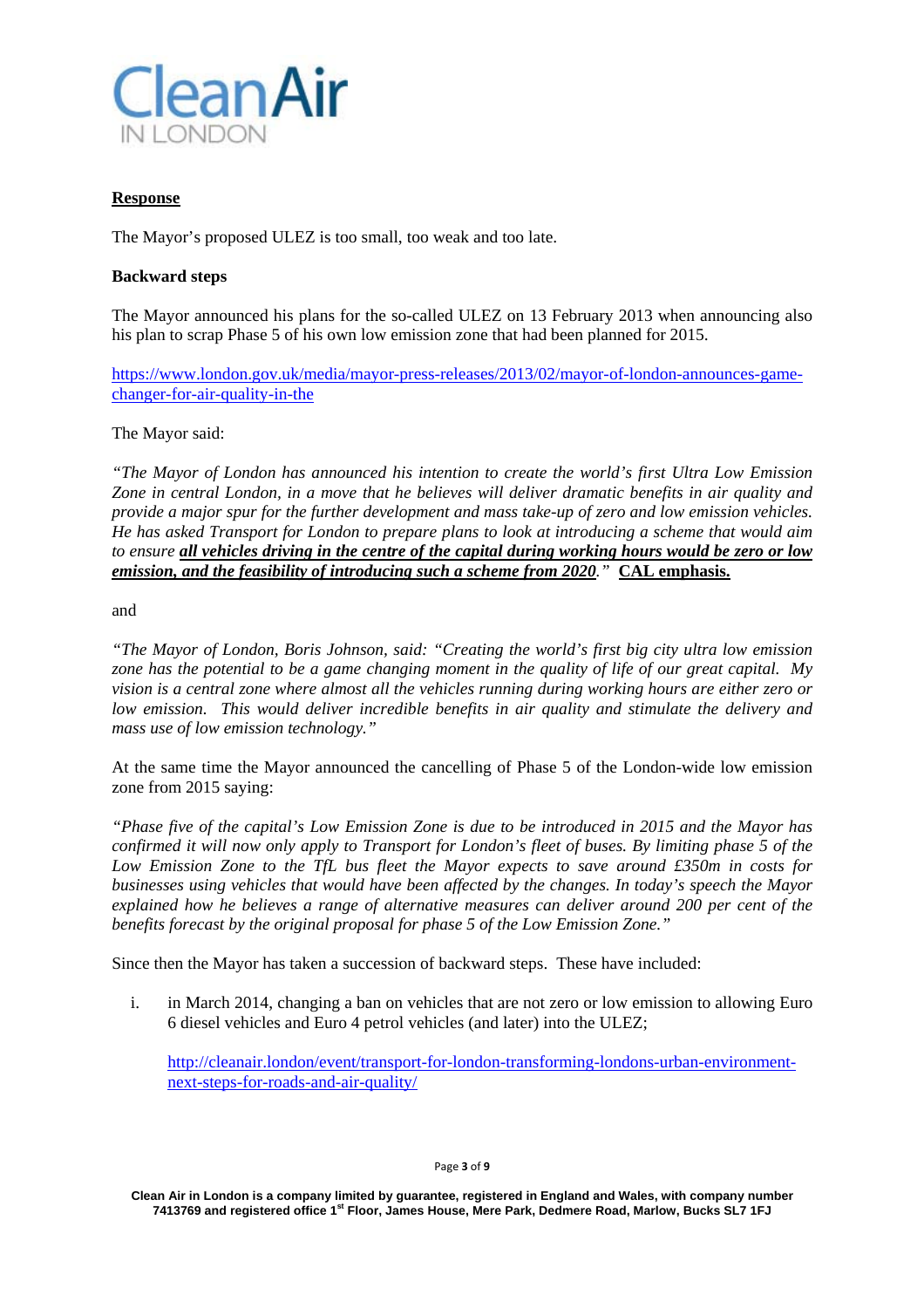Clean Air
IN LONDON

**Response**

The Mayor's proposed ULEZ is too small, too weak and too late.

**Backward steps**

The Mayor announced his plans for the so-called ULEZ on 13 February 2013 when announcing also his plan to scrap Phase 5 of his own low emission zone that had been planned for 2015.

https://www.london.gov.uk/media/mayor-press-releases/2013/02/mayor-of-london-announces-game-changer-for-air-quality-in-the

The Mayor said:

*"The Mayor of London has announced his intention to create the world's first Ultra Low Emission Zone in central London, in a move that he believes will deliver dramatic benefits in air quality and provide a major spur for the further development and mass take-up of zero and low emission vehicles. He has asked Transport for London to prepare plans to look at introducing a scheme that would aim to ensure **all vehicles driving in the centre of the capital during working hours would be zero or low emission, and the feasibility of introducing such a scheme from 2020**."* **CAL emphasis.**

and

*"The Mayor of London, Boris Johnson, said: "Creating the world's first big city ultra low emission zone has the potential to be a game changing moment in the quality of life of our great capital. My vision is a central zone where almost all the vehicles running during working hours are either zero or low emission. This would deliver incredible benefits in air quality and stimulate the delivery and mass use of low emission technology."*

At the same time the Mayor announced the cancelling of Phase 5 of the London-wide low emission zone from 2015 saying:

*"Phase five of the capital's Low Emission Zone is due to be introduced in 2015 and the Mayor has confirmed it will now only apply to Transport for London's fleet of buses. By limiting phase 5 of the Low Emission Zone to the TfL bus fleet the Mayor expects to save around £350m in costs for businesses using vehicles that would have been affected by the changes. In today's speech the Mayor explained how he believes a range of alternative measures can deliver around 200 per cent of the benefits forecast by the original proposal for phase 5 of the Low Emission Zone."*

Since then the Mayor has taken a succession of backward steps. These have included:

i. in March 2014, changing a ban on vehicles that are not zero or low emission to allowing Euro 6 diesel vehicles and Euro 4 petrol vehicles (and later) into the ULEZ;

   http://cleanair.london/event/transport-for-london-transforming-londons-urban-environment-next-steps-for-roads-and-air-quality/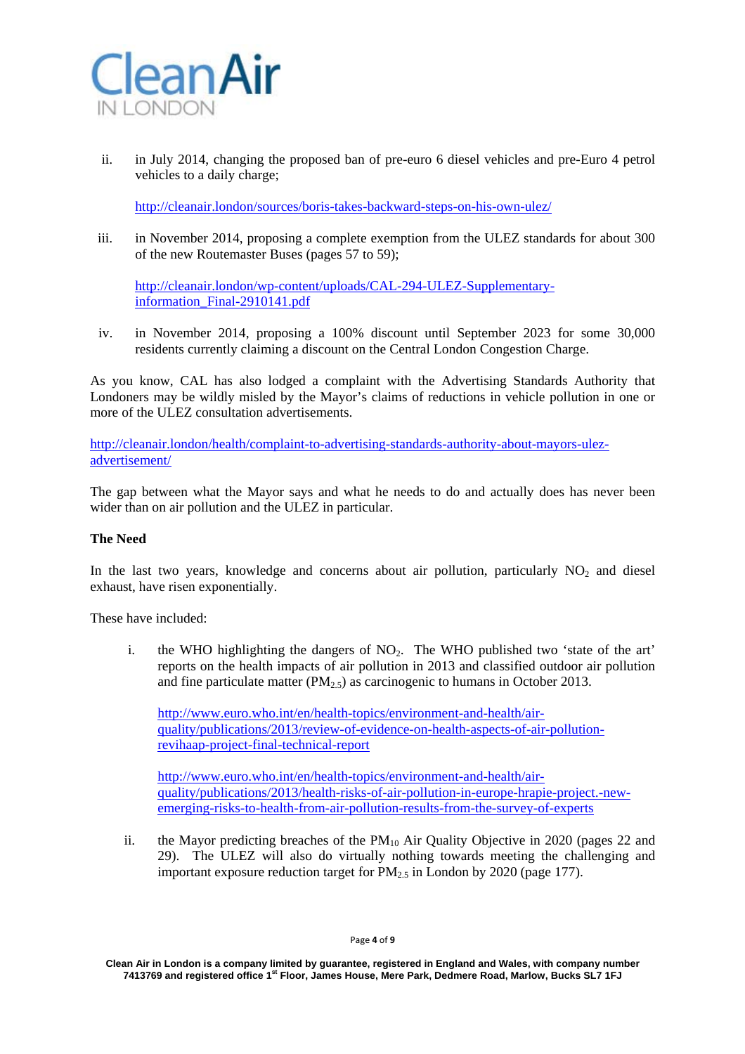ii. in July 2014, changing the proposed ban of pre-euro 6 diesel vehicles and pre-Euro 4 petrol vehicles to a daily charge;

   http://cleanair.london/sources/boris-takes-backward-steps-on-his-own-ulez/

iii. in November 2014, proposing a complete exemption from the ULEZ standards for about 300 of the new Routemaster Buses (pages 57 to 59);

   http://cleanair.london/wp-content/uploads/CAL-294-ULEZ-Supplementary-information_Final-2910141.pdf

iv. in November 2014, proposing a 100% discount until September 2023 for some 30,000 residents currently claiming a discount on the Central London Congestion Charge.

As you know, CAL has also lodged a complaint with the Advertising Standards Authority that Londoners may be wildly misled by the Mayor's claims of reductions in vehicle pollution in one or more of the ULEZ consultation advertisements.

http://cleanair.london/health/complaint-to-advertising-standards-authority-about-mayors-ulez-advertisement/

The gap between what the Mayor says and what he needs to do and actually does has never been wider than on air pollution and the ULEZ in particular.

**The Need**

In the last two years, knowledge and concerns about air pollution, particularly $NO_2$ and diesel exhaust, have risen exponentially.

These have included:

i. the WHO highlighting the dangers of $NO_2$. The WHO published two 'state of the art' reports on the health impacts of air pollution in 2013 and classified outdoor air pollution and fine particulate matter ($PM_{2.5}$) as carcinogenic to humans in October 2013.

   http://www.euro.who.int/en/health-topics/environment-and-health/air-quality/publications/2013/review-of-evidence-on-health-aspects-of-air-pollution-revihaap-project-final-technical-report

   http://www.euro.who.int/en/health-topics/environment-and-health/air-quality/publications/2013/health-risks-of-air-pollution-in-europe-hrapie-project.-new-emerging-risks-to-health-from-air-pollution-results-from-the-survey-of-experts

ii. the Mayor predicting breaches of the $PM_{10}$ Air Quality Objective in 2020 (pages 22 and 29). The ULEZ will also do virtually nothing towards meeting the challenging and important exposure reduction target for $PM_{2.5}$ in London by 2020 (page 177).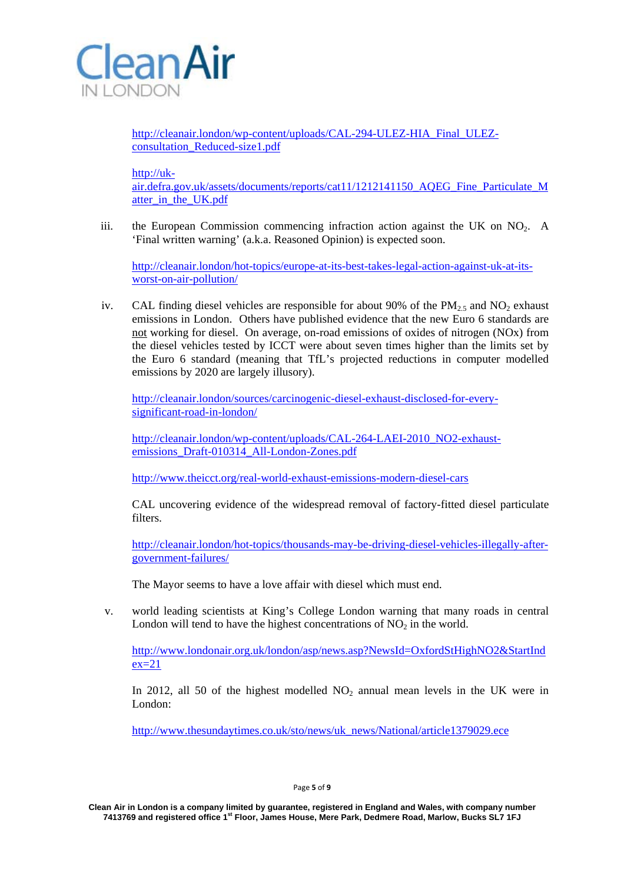http://cleanair.london/wp-content/uploads/CAL-294-ULEZ-HIA_Final_ULEZ-consultation_Reduced-size1.pdf

http://uk-air.defra.gov.uk/assets/documents/reports/cat11/1212141150_AQEG_Fine_Particulate_Matter_in_the_UK.pdf

iii. the European Commission commencing infraction action against the UK on $NO_2$. A 'Final written warning' (a.k.a. Reasoned Opinion) is expected soon.

http://cleanair.london/hot-topics/europe-at-its-best-takes-legal-action-against-uk-at-its-worst-on-air-pollution/

iv. CAL finding diesel vehicles are responsible for about 90% of the $PM_{2.5}$ and $NO_2$ exhaust emissions in London. Others have published evidence that the new Euro 6 standards are not working for diesel. On average, on-road emissions of oxides of nitrogen (NOx) from the diesel vehicles tested by ICCT were about seven times higher than the limits set by the Euro 6 standard (meaning that TfL's projected reductions in computer modelled emissions by 2020 are largely illusory).

http://cleanair.london/sources/carcinogenic-diesel-exhaust-disclosed-for-every-significant-road-in-london/

http://cleanair.london/wp-content/uploads/CAL-264-LAEI-2010_NO2-exhaust-emissions_Draft-010314_All-London-Zones.pdf

http://www.theicct.org/real-world-exhaust-emissions-modern-diesel-cars

CAL uncovering evidence of the widespread removal of factory-fitted diesel particulate filters.

http://cleanair.london/hot-topics/thousands-may-be-driving-diesel-vehicles-illegally-after-government-failures/

The Mayor seems to have a love affair with diesel which must end.

v. world leading scientists at King's College London warning that many roads in central London will tend to have the highest concentrations of $NO_2$ in the world.

http://www.londonair.org.uk/london/asp/news.asp?NewsId=OxfordStHighNO2&StartIndex=21

In 2012, all 50 of the highest modelled $NO_2$ annual mean levels in the UK were in London:

http://www.thesundaytimes.co.uk/sto/news/uk_news/National/article1379029.ece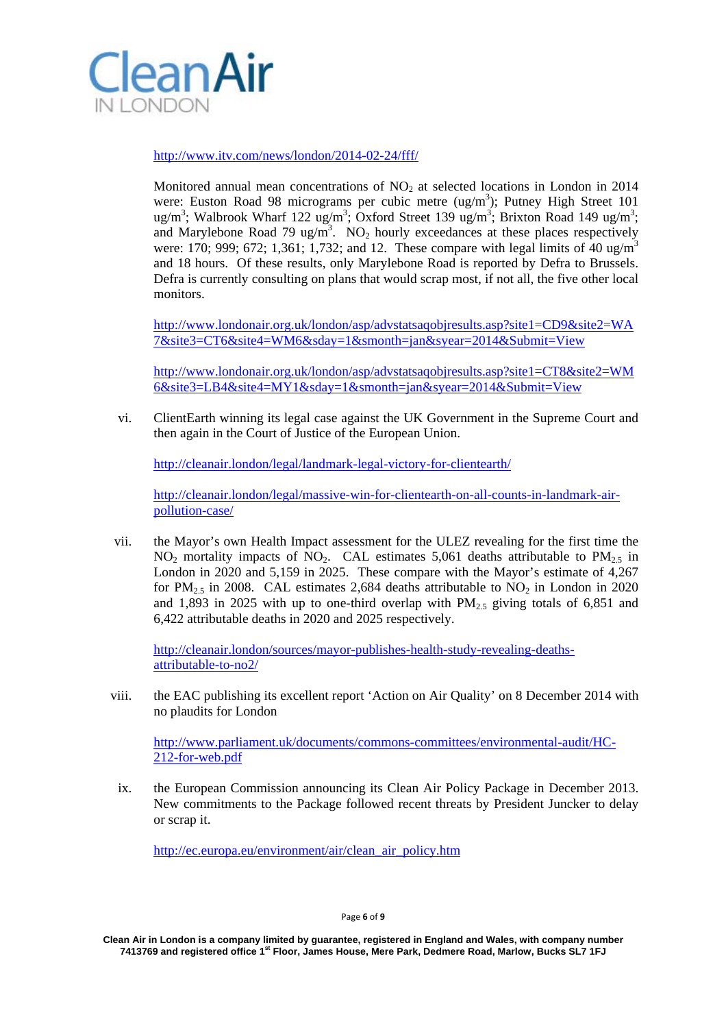http://www.itv.com/news/london/2014-02-24/fff/

Monitored annual mean concentrations of $NO_2$ at selected locations in London in 2014 were: Euston Road 98 micrograms per cubic metre ($ug/m^3$); Putney High Street 101 $ug/m^3$; Walbrook Wharf 122 $ug/m^3$; Oxford Street 139 $ug/m^3$; Brixton Road 149 $ug/m^3$; and Marylebone Road 79 $ug/m^3$. $NO_2$ hourly exceedances at these places respectively were: 170; 999; 672; 1,361; 1,732; and 12. These compare with legal limits of 40 $ug/m^3$ and 18 hours. Of these results, only Marylebone Road is reported by Defra to Brussels. Defra is currently consulting on plans that would scrap most, if not all, the five other local monitors.

http://www.londonair.org.uk/london/asp/advstatsaqobjresults.asp?site1=CD9&site2=WA7&site3=CT6&site4=WM6&sday=1&smonth=jan&syear=2014&Submit=View

http://www.londonair.org.uk/london/asp/advstatsaqobjresults.asp?site1=CT8&site2=WM6&site3=LB4&site4=MY1&sday=1&smonth=jan&syear=2014&Submit=View

vi. ClientEarth winning its legal case against the UK Government in the Supreme Court and then again in the Court of Justice of the European Union.

   http://cleanair.london/legal/landmark-legal-victory-for-clientearth/

   http://cleanair.london/legal/massive-win-for-clientearth-on-all-counts-in-landmark-air-pollution-case/

vii. the Mayor's own Health Impact assessment for the ULEZ revealing for the first time the $NO_2$ mortality impacts of $NO_2$. CAL estimates 5,061 deaths attributable to $PM_{2.5}$ in London in 2020 and 5,159 in 2025. These compare with the Mayor's estimate of 4,267 for $PM_{2.5}$ in 2008. CAL estimates 2,684 deaths attributable to $NO_2$ in London in 2020 and 1,893 in 2025 with up to one-third overlap with $PM_{2.5}$ giving totals of 6,851 and 6,422 attributable deaths in 2020 and 2025 respectively.

   http://cleanair.london/sources/mayor-publishes-health-study-revealing-deaths-attributable-to-no2/

viii. the EAC publishing its excellent report 'Action on Air Quality' on 8 December 2014 with no plaudits for London

   http://www.parliament.uk/documents/commons-committees/environmental-audit/HC-212-for-web.pdf

ix. the European Commission announcing its Clean Air Policy Package in December 2013. New commitments to the Package followed recent threats by President Juncker to delay or scrap it.

   http://ec.europa.eu/environment/air/clean_air_policy.htm

Clean Air in London is a company limited by guarantee, registered in England and Wales, with company number 7413769 and registered office 1st Floor, James House, Mere Park, Dedmere Road, Marlow, Bucks SL7 1FJ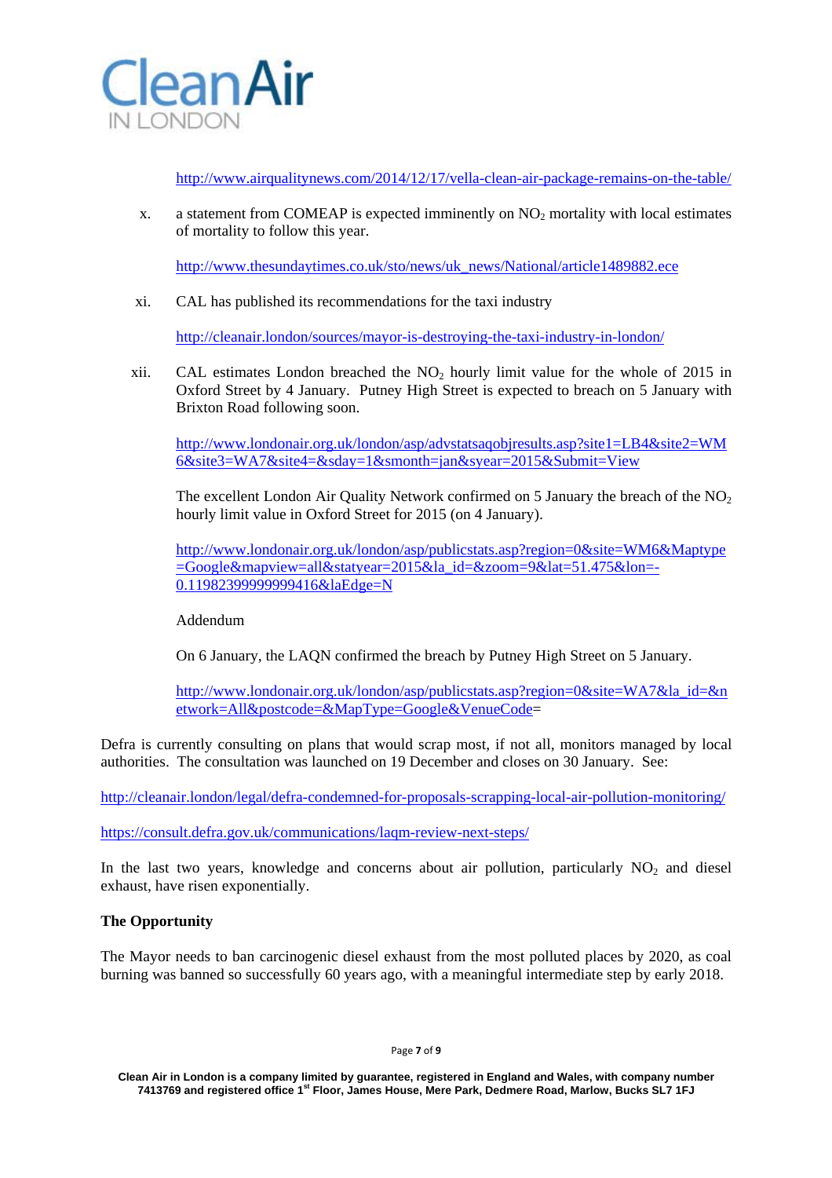http://www.airqualitynews.com/2014/12/17/vella-clean-air-package-remains-on-the-table/

x. a statement from COMEAP is expected imminently on $NO_2$ mortality with local estimates of mortality to follow this year.

http://www.thesundaytimes.co.uk/sto/news/uk_news/National/article1489882.ece

xi. CAL has published its recommendations for the taxi industry

http://cleanair.london/sources/mayor-is-destroying-the-taxi-industry-in-london/

xii. CAL estimates London breached the $NO_2$ hourly limit value for the whole of 2015 in Oxford Street by 4 January. Putney High Street is expected to breach on 5 January with Brixton Road following soon.

http://www.londonair.org.uk/london/asp/advstatsaqobjresults.asp?site1=LB4&site2=WM6&site3=WA7&site4=&sday=1&smonth=jan&syear=2015&Submit=View

The excellent London Air Quality Network confirmed on 5 January the breach of the $NO_2$ hourly limit value in Oxford Street for 2015 (on 4 January).

http://www.londonair.org.uk/london/asp/publicstats.asp?region=0&site=WM6&Maptype=Google&mapview=all&statyear=2015&la_id=&zoom=9&lat=51.475&lon=-0.11982399999999416&laEdge=N

Addendum

On 6 January, the LAQN confirmed the breach by Putney High Street on 5 January.

http://www.londonair.org.uk/london/asp/publicstats.asp?region=0&site=WA7&la_id=&network=All&postcode=&MapType=Google&VenueCode=

Defra is currently consulting on plans that would scrap most, if not all, monitors managed by local authorities. The consultation was launched on 19 December and closes on 30 January. See:

http://cleanair.london/legal/defra-condemned-for-proposals-scrapping-local-air-pollution-monitoring/

https://consult.defra.gov.uk/communications/laqm-review-next-steps/

In the last two years, knowledge and concerns about air pollution, particularly $NO_2$ and diesel exhaust, have risen exponentially.

**The Opportunity**

The Mayor needs to ban carcinogenic diesel exhaust from the most polluted places by 2020, as coal burning was banned so successfully 60 years ago, with a meaningful intermediate step by early 2018.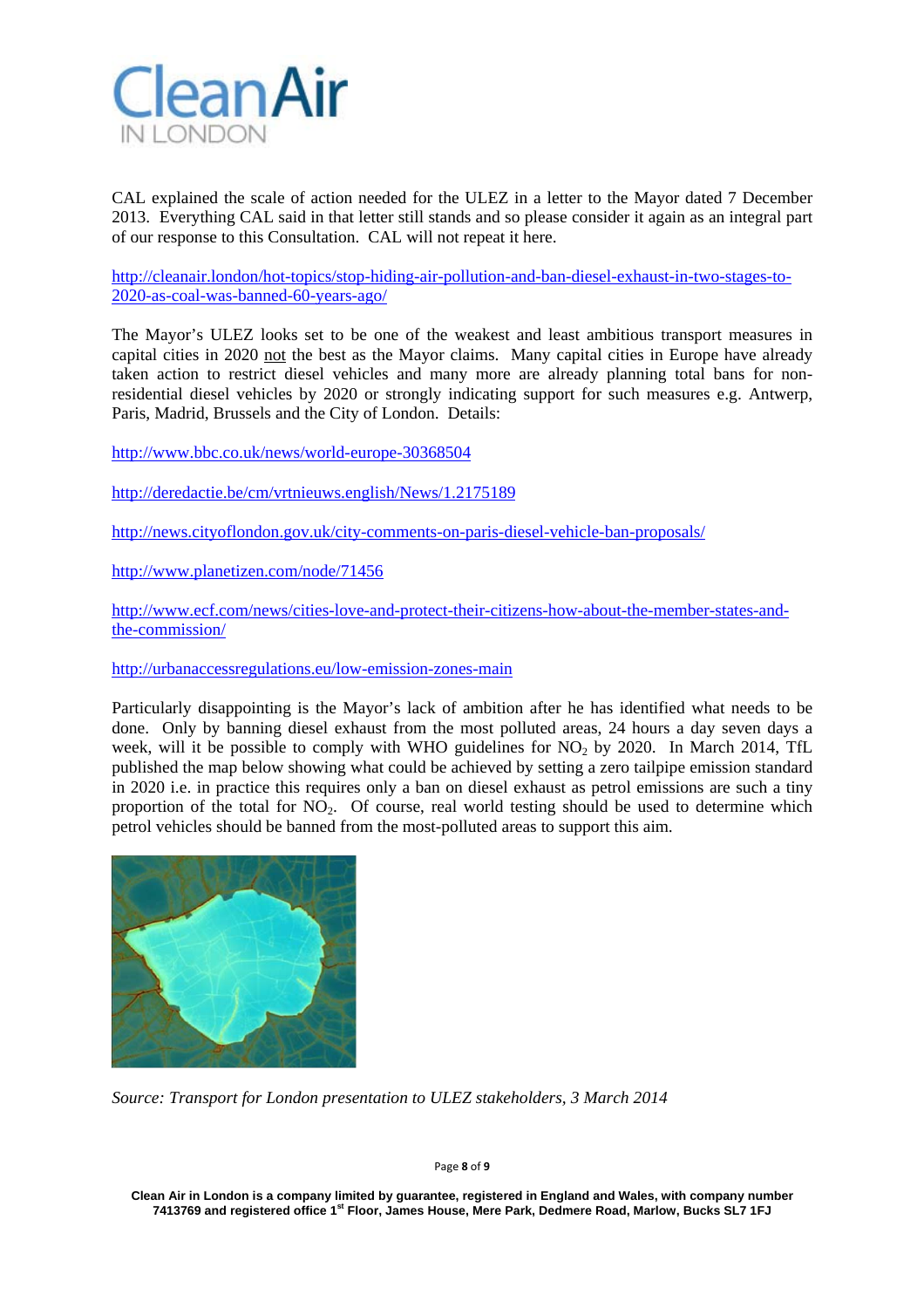CAL explained the scale of action needed for the ULEZ in a letter to the Mayor dated 7 December 2013. Everything CAL said in that letter still stands and so please consider it again as an integral part of our response to this Consultation. CAL will not repeat it here.

http://cleanair.london/hot-topics/stop-hiding-air-pollution-and-ban-diesel-exhaust-in-two-stages-to-2020-as-coal-was-banned-60-years-ago/

The Mayor's ULEZ looks set to be one of the weakest and least ambitious transport measures in capital cities in 2020 not the best as the Mayor claims. Many capital cities in Europe have already taken action to restrict diesel vehicles and many more are already planning total bans for non-residential diesel vehicles by 2020 or strongly indicating support for such measures e.g. Antwerp, Paris, Madrid, Brussels and the City of London. Details:

http://www.bbc.co.uk/news/world-europe-30368504

http://deredactie.be/cm/vrtnieuws.english/News/1.2175189

http://news.cityoflondon.gov.uk/city-comments-on-paris-diesel-vehicle-ban-proposals/

http://www.planetizen.com/node/71456

http://www.ecf.com/news/cities-love-and-protect-their-citizens-how-about-the-member-states-and-the-commission/

http://urbanaccessregulations.eu/low-emission-zones-main

Particularly disappointing is the Mayor's lack of ambition after he has identified what needs to be done. Only by banning diesel exhaust from the most polluted areas, 24 hours a day seven days a week, will it be possible to comply with WHO guidelines for $NO_2$ by 2020. In March 2014, TfL published the map below showing what could be achieved by setting a zero tailpipe emission standard in 2020 i.e. in practice this requires only a ban on diesel exhaust as petrol emissions are such a tiny proportion of the total for $NO_2$. Of course, real world testing should be used to determine which petrol vehicles should be banned from the most-polluted areas to support this aim.

*Source: Transport for London presentation to ULEZ stakeholders, 3 March 2014*

Clean Air in London is a company limited by guarantee, registered in England and Wales, with company number 7413769 and registered office 1st Floor, James House, Mere Park, Dedmere Road, Marlow, Bucks SL7 1FJ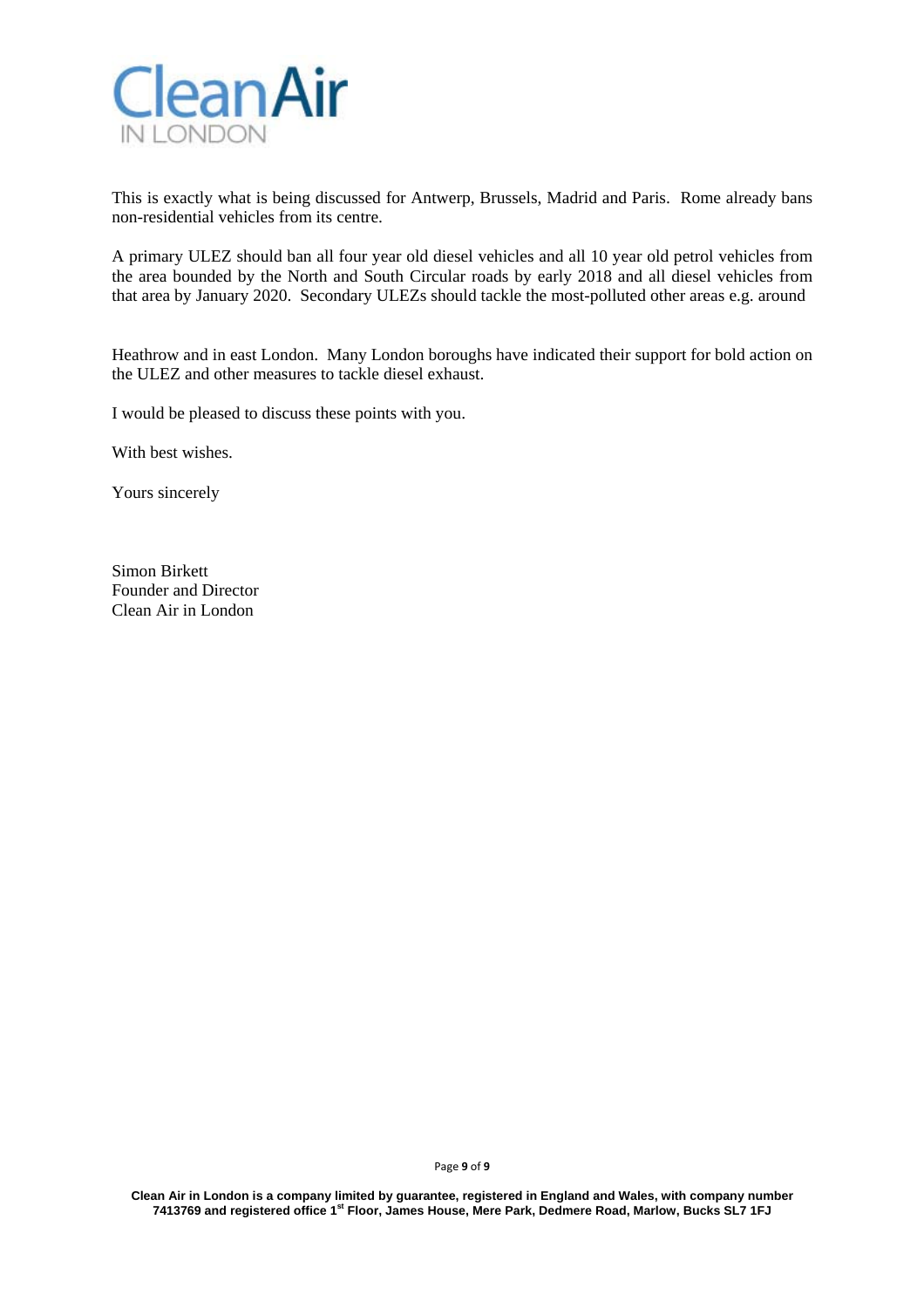This is exactly what is being discussed for Antwerp, Brussels, Madrid and Paris. Rome already bans non-residential vehicles from its centre.

A primary ULEZ should ban all four year old diesel vehicles and all 10 year old petrol vehicles from the area bounded by the North and South Circular roads by early 2018 and all diesel vehicles from that area by January 2020. Secondary ULEZs should tackle the most-polluted other areas e.g. around Heathrow and in east London. Many London boroughs have indicated their support for bold action on the ULEZ and other measures to tackle diesel exhaust.

I would be pleased to discuss these points with you.

With best wishes.

Yours sincerely

Simon Birkett
Founder and Director
Clean Air in London

**Clean Air in London is a company limited by guarantee, registered in England and Wales, with company number 7413769 and registered office 1st Floor, James House, Mere Park, Dedmere Road, Marlow, Bucks SL7 1FJ**